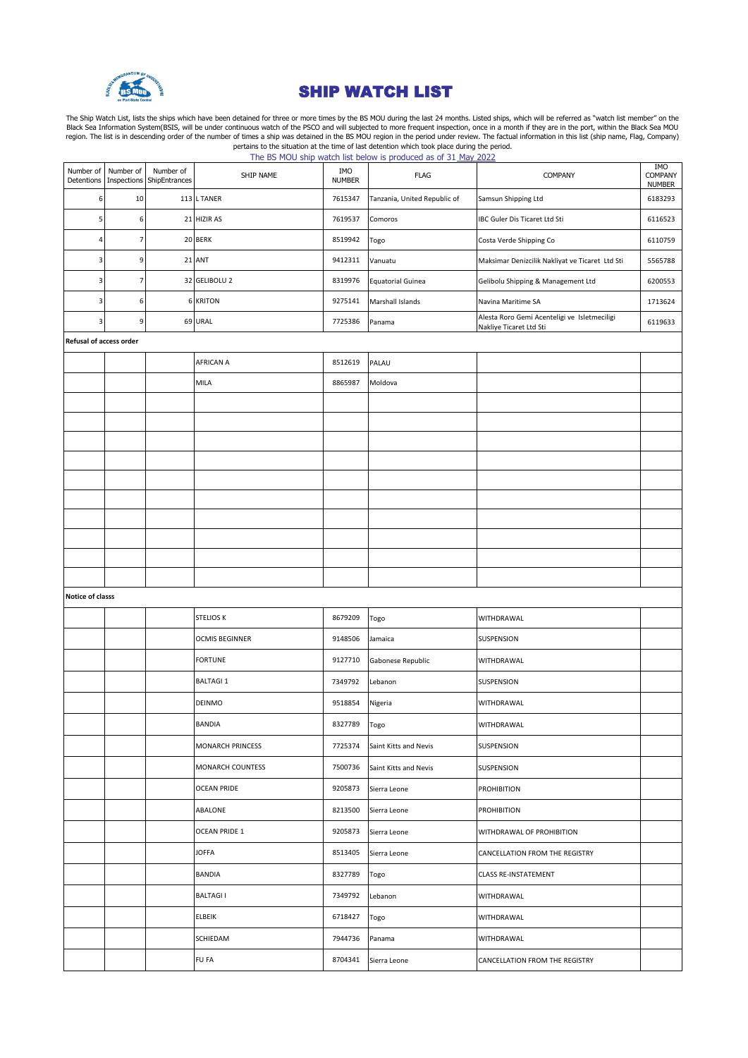# SHIP WATCH LIST

The Ship Watch List, lists the ships which have been detained for three or more times by the BS MOU during the last 24 months. Listed ships, which will be referred as "watch list member" on the Black Sea Information System(BSIS, will be under continuous watch of the PSCO and will subjected to more frequent inspection, once in a month if they are in the port, within the Black Sea MOU region. The list is in descending order of the number of times a ship was detained in the BS MOU region in the period under review. The factual information in this list (ship name, Flag, Company) pertains to the situation at the time of last detention which took place during the period.

The BS MOU ship watch list below is produced as of 31 May 2022

| Number of Detentions | Number of Inspections | Number of ShipEntrances | SHIP NAME | IMO NUMBER | FLAG | COMPANY | IMO COMPANY NUMBER |
|---|---|---|---|---|---|---|---|
| 6 | 10 | 113 | L TANER | 7615347 | Tanzania, United Republic of | Samsun Shipping Ltd | 6183293 |
| 5 | 6 | 21 | HIZIR AS | 7619537 | Comoros | IBC Guler Dis Ticaret Ltd Sti | 6116523 |
| 4 | 7 | 20 | BERK | 8519942 | Togo | Costa Verde Shipping Co | 6110759 |
| 3 | 9 | 21 | ANT | 9412311 | Vanuatu | Maksimar Denizcilik Nakliyat ve Ticaret Ltd Sti | 5565788 |
| 3 | 7 | 32 | GELIBOLU 2 | 8319976 | Equatorial Guinea | Gelibolu Shipping & Management Ltd | 6200553 |
| 3 | 6 | 6 | KRITON | 9275141 | Marshall Islands | Navina Maritime SA | 1713624 |
| 3 | 9 | 69 | URAL | 7725386 | Panama | Alesta Roro Gemi Acenteligi ve Isletmeciligi Nakliye Ticaret Ltd Sti | 6119633 |
| **Refusal of access order** | | | | | | | |
| | | | AFRICAN A | 8512619 | PALAU | | |
| | | | MILA | 8865987 | Moldova | | |
| | | | | | | | |
| | | | | | | | |
| | | | | | | | |
| | | | | | | | |
| | | | | | | | |
| | | | | | | | |
| | | | | | | | |
| | | | | | | | |
| | | | | | | | |
| | | | | | | | |
| **Notice of classs** | | | | | | | |
| | | | STELIOS K | 8679209 | Togo | WITHDRAWAL | |
| | | | OCMIS BEGINNER | 9148506 | Jamaica | SUSPENSION | |
| | | | FORTUNE | 9127710 | Gabonese Republic | WITHDRAWAL | |
| | | | BALTAGI 1 | 7349792 | Lebanon | SUSPENSION | |
| | | | DEINMO | 9518854 | Nigeria | WITHDRAWAL | |
| | | | BANDIA | 8327789 | Togo | WITHDRAWAL | |
| | | | MONARCH PRINCESS | 7725374 | Saint Kitts and Nevis | SUSPENSION | |
| | | | MONARCH COUNTESS | 7500736 | Saint Kitts and Nevis | SUSPENSION | |
| | | | OCEAN PRIDE | 9205873 | Sierra Leone | PROHIBITION | |
| | | | ABALONE | 8213500 | Sierra Leone | PROHIBITION | |
| | | | OCEAN PRIDE 1 | 9205873 | Sierra Leone | WITHDRAWAL OF PROHIBITION | |
| | | | JOFFA | 8513405 | Sierra Leone | CANCELLATION FROM THE REGISTRY | |
| | | | BANDIA | 8327789 | Togo | CLASS RE-INSTATEMENT | |
| | | | BALTAGI I | 7349792 | Lebanon | WITHDRAWAL | |
| | | | ELBEIK | 6718427 | Togo | WITHDRAWAL | |
| | | | SCHIEDAM | 7944736 | Panama | WITHDRAWAL | |
| | | | FU FA | 8704341 | Sierra Leone | CANCELLATION FROM THE REGISTRY | |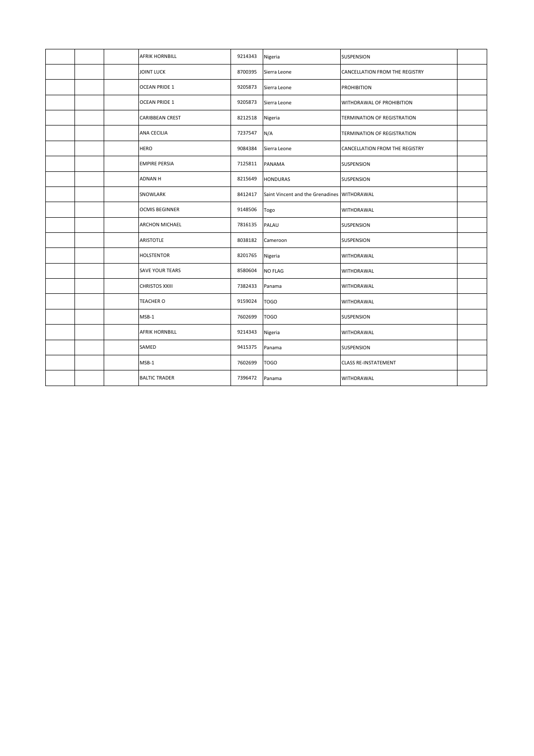| | | | | | | | |
|---|---|---|---|---|---|---|---|
| | | | AFRIK HORNBILL | 9214343 | Nigeria | SUSPENSION | |
| | | | JOINT LUCK | 8700395 | Sierra Leone | CANCELLATION FROM THE REGISTRY | |
| | | | OCEAN PRIDE 1 | 9205873 | Sierra Leone | PROHIBITION | |
| | | | OCEAN PRIDE 1 | 9205873 | Sierra Leone | WITHDRAWAL OF PROHIBITION | |
| | | | CARIBBEAN CREST | 8212518 | Nigeria | TERMINATION OF REGISTRATION | |
| | | | ANA CECILIA | 7237547 | N/A | TERMINATION OF REGISTRATION | |
| | | | HERO | 9084384 | Sierra Leone | CANCELLATION FROM THE REGISTRY | |
| | | | EMPIRE PERSIA | 7125811 | PANAMA | SUSPENSION | |
| | | | ADNAN H | 8215649 | HONDURAS | SUSPENSION | |
| | | | SNOWLARK | 8412417 | Saint Vincent and the Grenadines | WITHDRAWAL | |
| | | | OCMIS BEGINNER | 9148506 | Togo | WITHDRAWAL | |
| | | | ARCHON MICHAEL | 7816135 | PALAU | SUSPENSION | |
| | | | ARISTOTLE | 8038182 | Cameroon | SUSPENSION | |
| | | | HOLSTENTOR | 8201765 | Nigeria | WITHDRAWAL | |
| | | | SAVE YOUR TEARS | 8580604 | NO FLAG | WITHDRAWAL | |
| | | | CHRISTOS XXIII | 7382433 | Panama | WITHDRAWAL | |
| | | | TEACHER O | 9159024 | TOGO | WITHDRAWAL | |
| | | | MSB-1 | 7602699 | TOGO | SUSPENSION | |
| | | | AFRIK HORNBILL | 9214343 | Nigeria | WITHDRAWAL | |
| | | | SAMED | 9415375 | Panama | SUSPENSION | |
| | | | MSB-1 | 7602699 | TOGO | CLASS RE-INSTATEMENT | |
| | | | BALTIC TRADER | 7396472 | Panama | WITHDRAWAL | |